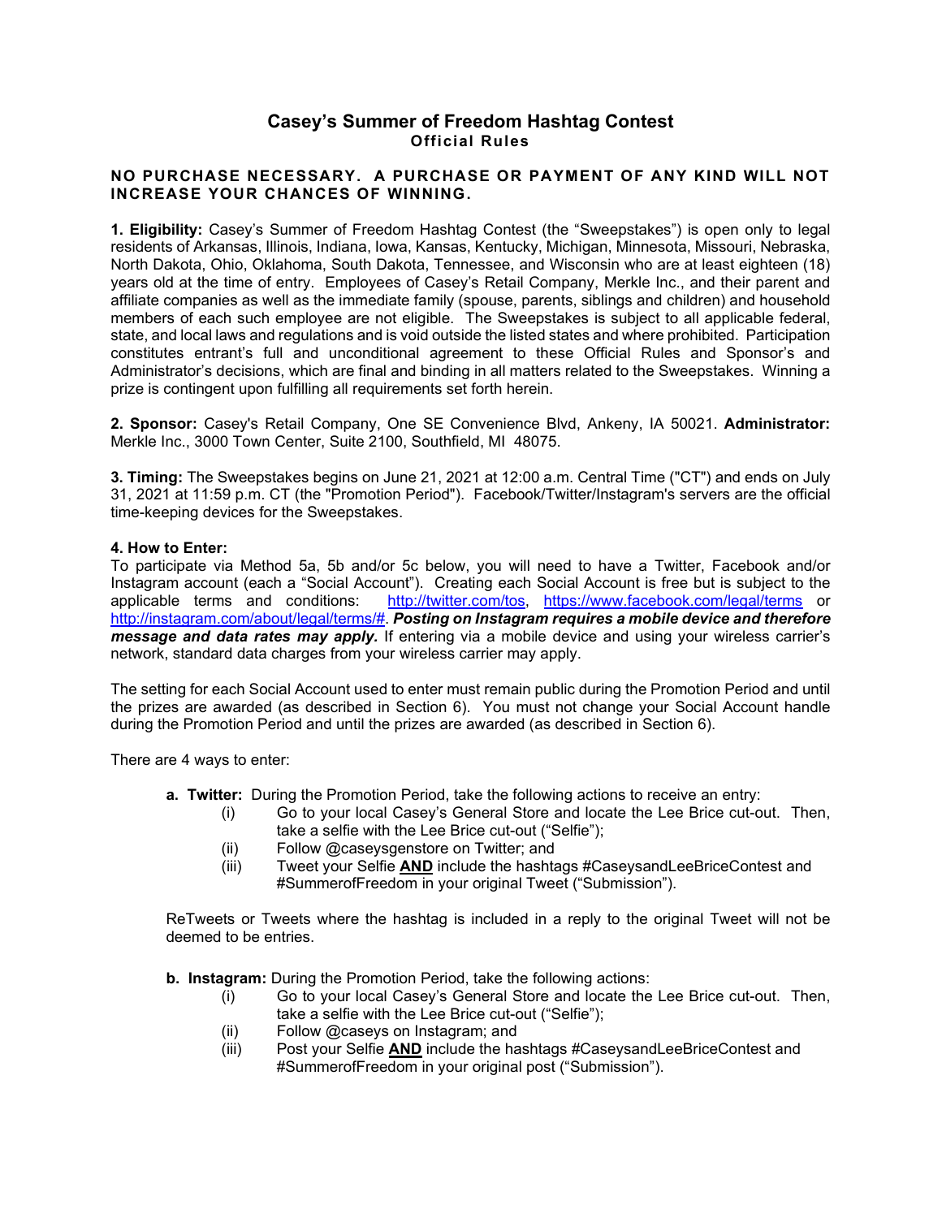# Casey's Summer of Freedom Hashtag Contest

## Official Rules

**NO PURCHASE NECESSARY. A PURCHASE OR PAYMENT OF ANY KIND WILL NOT INCREASE YOUR CHANCES OF WINNING.**

**1. Eligibility:** Casey's Summer of Freedom Hashtag Contest (the "Sweepstakes") is open only to legal residents of Arkansas, Illinois, Indiana, Iowa, Kansas, Kentucky, Michigan, Minnesota, Missouri, Nebraska, North Dakota, Ohio, Oklahoma, South Dakota, Tennessee, and Wisconsin who are at least eighteen (18) years old at the time of entry. Employees of Casey's Retail Company, Merkle Inc., and their parent and affiliate companies as well as the immediate family (spouse, parents, siblings and children) and household members of each such employee are not eligible. The Sweepstakes is subject to all applicable federal, state, and local laws and regulations and is void outside the listed states and where prohibited. Participation constitutes entrant's full and unconditional agreement to these Official Rules and Sponsor's and Administrator's decisions, which are final and binding in all matters related to the Sweepstakes. Winning a prize is contingent upon fulfilling all requirements set forth herein.

**2. Sponsor:** Casey's Retail Company, One SE Convenience Blvd, Ankeny, IA 50021. **Administrator:** Merkle Inc., 3000 Town Center, Suite 2100, Southfield, MI 48075.

**3. Timing:** The Sweepstakes begins on June 21, 2021 at 12:00 a.m. Central Time ("CT") and ends on July 31, 2021 at 11:59 p.m. CT (the "Promotion Period"). Facebook/Twitter/Instagram's servers are the official time-keeping devices for the Sweepstakes.

**4. How to Enter:**

To participate via Method 5a, 5b and/or 5c below, you will need to have a Twitter, Facebook and/or Instagram account (each a "Social Account"). Creating each Social Account is free but is subject to the applicable terms and conditions: http://twitter.com/tos, https://www.facebook.com/legal/terms or http://instagram.com/about/legal/terms/#. ***Posting on Instagram requires a mobile device and therefore message and data rates may apply.*** If entering via a mobile device and using your wireless carrier's network, standard data charges from your wireless carrier may apply.

The setting for each Social Account used to enter must remain public during the Promotion Period and until the prizes are awarded (as described in Section 6). You must not change your Social Account handle during the Promotion Period and until the prizes are awarded (as described in Section 6).

There are 4 ways to enter:

**a. Twitter:** During the Promotion Period, take the following actions to receive an entry:

(i) Go to your local Casey's General Store and locate the Lee Brice cut-out. Then, take a selfie with the Lee Brice cut-out ("Selfie");

(ii) Follow @caseysgenstore on Twitter; and

(iii) Tweet your Selfie **AND** include the hashtags #CaseysandLeeBriceContest and #SummerofFreedom in your original Tweet ("Submission").

ReTweets or Tweets where the hashtag is included in a reply to the original Tweet will not be deemed to be entries.

**b. Instagram:** During the Promotion Period, take the following actions:

(i) Go to your local Casey's General Store and locate the Lee Brice cut-out. Then, take a selfie with the Lee Brice cut-out ("Selfie");

(ii) Follow @caseys on Instagram; and

(iii) Post your Selfie **AND** include the hashtags #CaseysandLeeBriceContest and #SummerofFreedom in your original post ("Submission").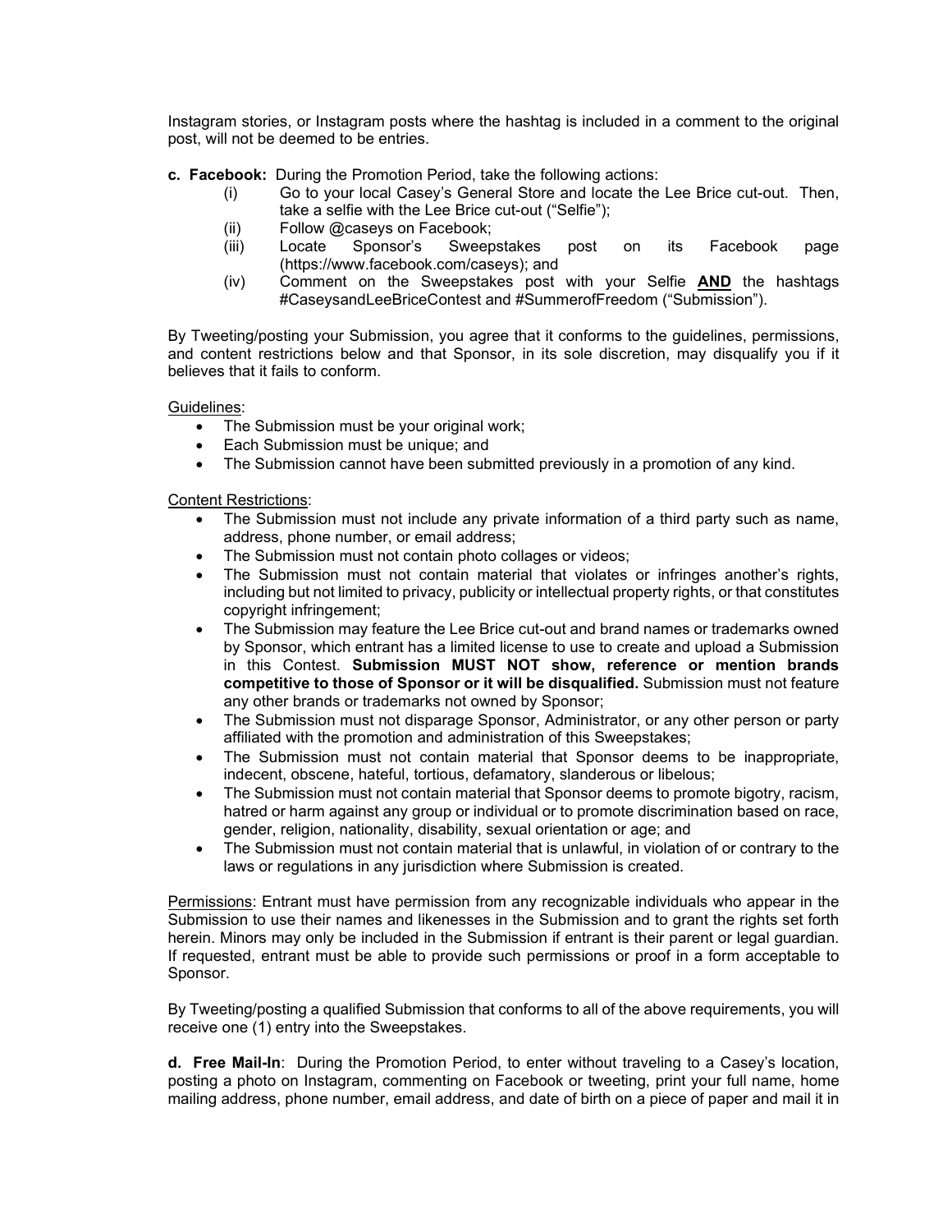Instagram stories, or Instagram posts where the hashtag is included in a comment to the original post, will not be deemed to be entries.

**c. Facebook:** During the Promotion Period, take the following actions:

- (i) Go to your local Casey's General Store and locate the Lee Brice cut-out. Then, take a selfie with the Lee Brice cut-out ("Selfie");
- (ii) Follow @caseys on Facebook;
- (iii) Locate Sponsor's Sweepstakes post on its Facebook page (https://www.facebook.com/caseys); and
- (iv) Comment on the Sweepstakes post with your Selfie **AND** the hashtags #CaseysandLeeBriceContest and #SummerofFreedom ("Submission").

By Tweeting/posting your Submission, you agree that it conforms to the guidelines, permissions, and content restrictions below and that Sponsor, in its sole discretion, may disqualify you if it believes that it fails to conform.

Guidelines:

- The Submission must be your original work;
- Each Submission must be unique; and
- The Submission cannot have been submitted previously in a promotion of any kind.

Content Restrictions:

- The Submission must not include any private information of a third party such as name, address, phone number, or email address;
- The Submission must not contain photo collages or videos;
- The Submission must not contain material that violates or infringes another's rights, including but not limited to privacy, publicity or intellectual property rights, or that constitutes copyright infringement;
- The Submission may feature the Lee Brice cut-out and brand names or trademarks owned by Sponsor, which entrant has a limited license to use to create and upload a Submission in this Contest. **Submission MUST NOT show, reference or mention brands competitive to those of Sponsor or it will be disqualified.** Submission must not feature any other brands or trademarks not owned by Sponsor;
- The Submission must not disparage Sponsor, Administrator, or any other person or party affiliated with the promotion and administration of this Sweepstakes;
- The Submission must not contain material that Sponsor deems to be inappropriate, indecent, obscene, hateful, tortious, defamatory, slanderous or libelous;
- The Submission must not contain material that Sponsor deems to promote bigotry, racism, hatred or harm against any group or individual or to promote discrimination based on race, gender, religion, nationality, disability, sexual orientation or age; and
- The Submission must not contain material that is unlawful, in violation of or contrary to the laws or regulations in any jurisdiction where Submission is created.

Permissions: Entrant must have permission from any recognizable individuals who appear in the Submission to use their names and likenesses in the Submission and to grant the rights set forth herein. Minors may only be included in the Submission if entrant is their parent or legal guardian. If requested, entrant must be able to provide such permissions or proof in a form acceptable to Sponsor.

By Tweeting/posting a qualified Submission that conforms to all of the above requirements, you will receive one (1) entry into the Sweepstakes.

**d. Free Mail-In**: During the Promotion Period, to enter without traveling to a Casey's location, posting a photo on Instagram, commenting on Facebook or tweeting, print your full name, home mailing address, phone number, email address, and date of birth on a piece of paper and mail it in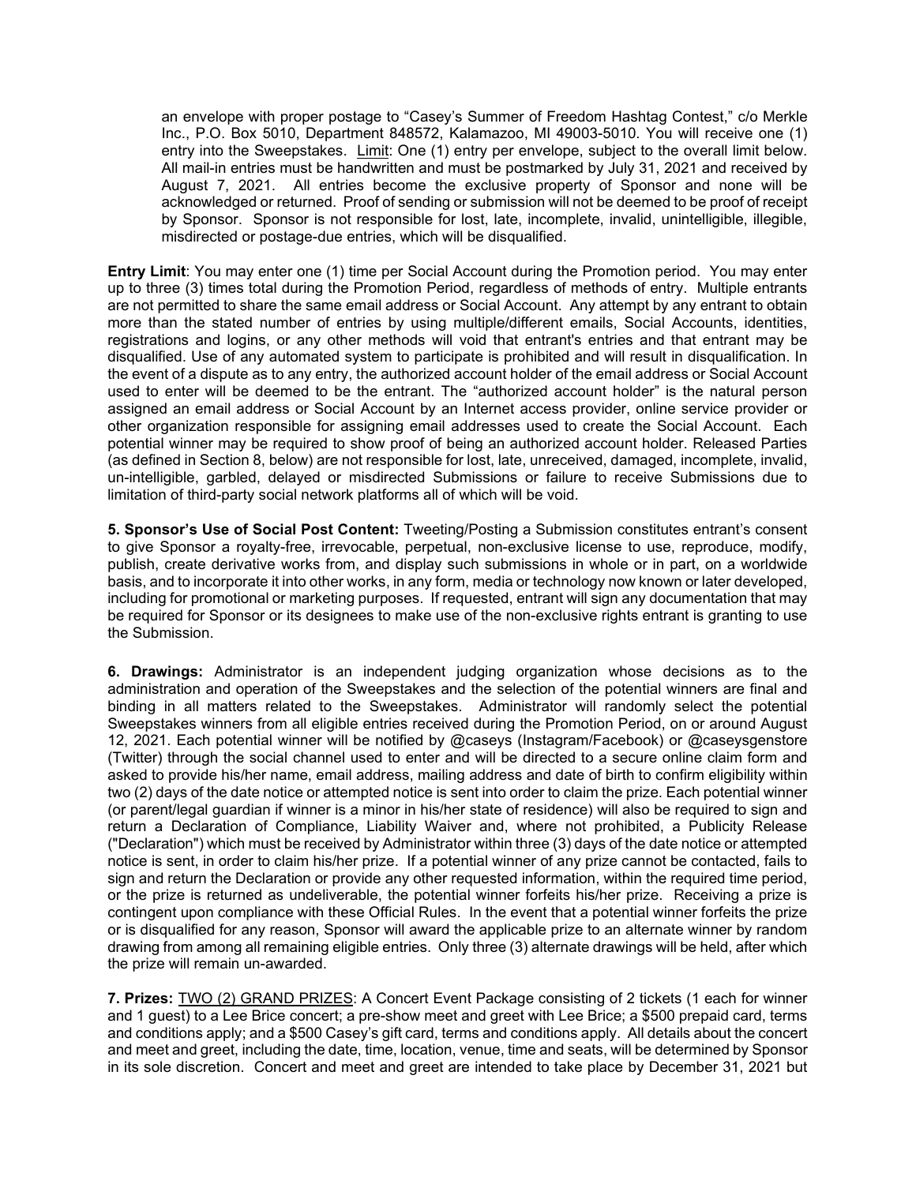an envelope with proper postage to "Casey's Summer of Freedom Hashtag Contest," c/o Merkle Inc., P.O. Box 5010, Department 848572, Kalamazoo, MI 49003-5010. You will receive one (1) entry into the Sweepstakes. Limit: One (1) entry per envelope, subject to the overall limit below. All mail-in entries must be handwritten and must be postmarked by July 31, 2021 and received by August 7, 2021. All entries become the exclusive property of Sponsor and none will be acknowledged or returned. Proof of sending or submission will not be deemed to be proof of receipt by Sponsor. Sponsor is not responsible for lost, late, incomplete, invalid, unintelligible, illegible, misdirected or postage-due entries, which will be disqualified.

**Entry Limit**: You may enter one (1) time per Social Account during the Promotion period. You may enter up to three (3) times total during the Promotion Period, regardless of methods of entry. Multiple entrants are not permitted to share the same email address or Social Account. Any attempt by any entrant to obtain more than the stated number of entries by using multiple/different emails, Social Accounts, identities, registrations and logins, or any other methods will void that entrant's entries and that entrant may be disqualified. Use of any automated system to participate is prohibited and will result in disqualification. In the event of a dispute as to any entry, the authorized account holder of the email address or Social Account used to enter will be deemed to be the entrant. The "authorized account holder" is the natural person assigned an email address or Social Account by an Internet access provider, online service provider or other organization responsible for assigning email addresses used to create the Social Account. Each potential winner may be required to show proof of being an authorized account holder. Released Parties (as defined in Section 8, below) are not responsible for lost, late, unreceived, damaged, incomplete, invalid, un-intelligible, garbled, delayed or misdirected Submissions or failure to receive Submissions due to limitation of third-party social network platforms all of which will be void.

**5. Sponsor's Use of Social Post Content:** Tweeting/Posting a Submission constitutes entrant's consent to give Sponsor a royalty-free, irrevocable, perpetual, non-exclusive license to use, reproduce, modify, publish, create derivative works from, and display such submissions in whole or in part, on a worldwide basis, and to incorporate it into other works, in any form, media or technology now known or later developed, including for promotional or marketing purposes. If requested, entrant will sign any documentation that may be required for Sponsor or its designees to make use of the non-exclusive rights entrant is granting to use the Submission.

**6. Drawings:** Administrator is an independent judging organization whose decisions as to the administration and operation of the Sweepstakes and the selection of the potential winners are final and binding in all matters related to the Sweepstakes. Administrator will randomly select the potential Sweepstakes winners from all eligible entries received during the Promotion Period, on or around August 12, 2021. Each potential winner will be notified by @caseys (Instagram/Facebook) or @caseysgenstore (Twitter) through the social channel used to enter and will be directed to a secure online claim form and asked to provide his/her name, email address, mailing address and date of birth to confirm eligibility within two (2) days of the date notice or attempted notice is sent into order to claim the prize. Each potential winner (or parent/legal guardian if winner is a minor in his/her state of residence) will also be required to sign and return a Declaration of Compliance, Liability Waiver and, where not prohibited, a Publicity Release ("Declaration") which must be received by Administrator within three (3) days of the date notice or attempted notice is sent, in order to claim his/her prize. If a potential winner of any prize cannot be contacted, fails to sign and return the Declaration or provide any other requested information, within the required time period, or the prize is returned as undeliverable, the potential winner forfeits his/her prize. Receiving a prize is contingent upon compliance with these Official Rules. In the event that a potential winner forfeits the prize or is disqualified for any reason, Sponsor will award the applicable prize to an alternate winner by random drawing from among all remaining eligible entries. Only three (3) alternate drawings will be held, after which the prize will remain un-awarded.

**7. Prizes:** TWO (2) GRAND PRIZES: A Concert Event Package consisting of 2 tickets (1 each for winner and 1 guest) to a Lee Brice concert; a pre-show meet and greet with Lee Brice; a $500 prepaid card, terms and conditions apply; and a $500 Casey's gift card, terms and conditions apply. All details about the concert and meet and greet, including the date, time, location, venue, time and seats, will be determined by Sponsor in its sole discretion. Concert and meet and greet are intended to take place by December 31, 2021 but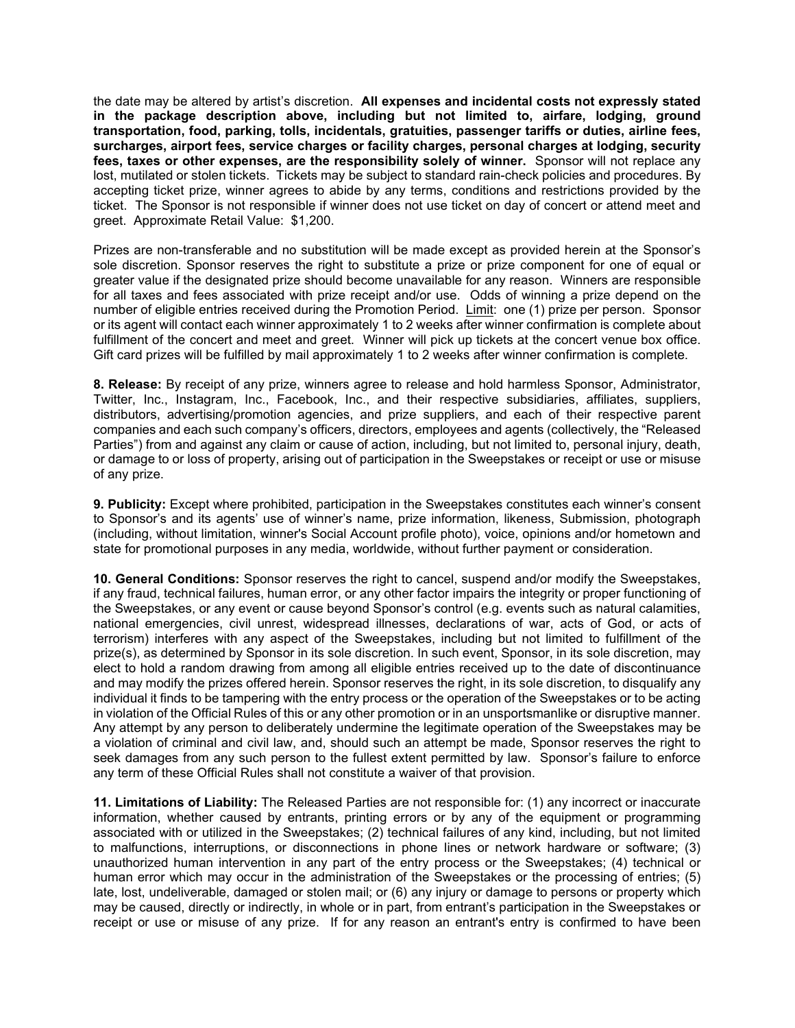the date may be altered by artist's discretion. **All expenses and incidental costs not expressly stated in the package description above, including but not limited to, airfare, lodging, ground transportation, food, parking, tolls, incidentals, gratuities, passenger tariffs or duties, airline fees, surcharges, airport fees, service charges or facility charges, personal charges at lodging, security fees, taxes or other expenses, are the responsibility solely of winner.** Sponsor will not replace any lost, mutilated or stolen tickets. Tickets may be subject to standard rain-check policies and procedures. By accepting ticket prize, winner agrees to abide by any terms, conditions and restrictions provided by the ticket. The Sponsor is not responsible if winner does not use ticket on day of concert or attend meet and greet. Approximate Retail Value: $1,200.

Prizes are non-transferable and no substitution will be made except as provided herein at the Sponsor's sole discretion. Sponsor reserves the right to substitute a prize or prize component for one of equal or greater value if the designated prize should become unavailable for any reason. Winners are responsible for all taxes and fees associated with prize receipt and/or use. Odds of winning a prize depend on the number of eligible entries received during the Promotion Period. <u>Limit</u>: one (1) prize per person. Sponsor or its agent will contact each winner approximately 1 to 2 weeks after winner confirmation is complete about fulfillment of the concert and meet and greet. Winner will pick up tickets at the concert venue box office. Gift card prizes will be fulfilled by mail approximately 1 to 2 weeks after winner confirmation is complete.

**8. Release:** By receipt of any prize, winners agree to release and hold harmless Sponsor, Administrator, Twitter, Inc., Instagram, Inc., Facebook, Inc., and their respective subsidiaries, affiliates, suppliers, distributors, advertising/promotion agencies, and prize suppliers, and each of their respective parent companies and each such company's officers, directors, employees and agents (collectively, the "Released Parties") from and against any claim or cause of action, including, but not limited to, personal injury, death, or damage to or loss of property, arising out of participation in the Sweepstakes or receipt or use or misuse of any prize.

**9. Publicity:** Except where prohibited, participation in the Sweepstakes constitutes each winner's consent to Sponsor's and its agents' use of winner's name, prize information, likeness, Submission, photograph (including, without limitation, winner's Social Account profile photo), voice, opinions and/or hometown and state for promotional purposes in any media, worldwide, without further payment or consideration.

**10. General Conditions:** Sponsor reserves the right to cancel, suspend and/or modify the Sweepstakes, if any fraud, technical failures, human error, or any other factor impairs the integrity or proper functioning of the Sweepstakes, or any event or cause beyond Sponsor's control (e.g. events such as natural calamities, national emergencies, civil unrest, widespread illnesses, declarations of war, acts of God, or acts of terrorism) interferes with any aspect of the Sweepstakes, including but not limited to fulfillment of the prize(s), as determined by Sponsor in its sole discretion. In such event, Sponsor, in its sole discretion, may elect to hold a random drawing from among all eligible entries received up to the date of discontinuance and may modify the prizes offered herein. Sponsor reserves the right, in its sole discretion, to disqualify any individual it finds to be tampering with the entry process or the operation of the Sweepstakes or to be acting in violation of the Official Rules of this or any other promotion or in an unsportsmanlike or disruptive manner. Any attempt by any person to deliberately undermine the legitimate operation of the Sweepstakes may be a violation of criminal and civil law, and, should such an attempt be made, Sponsor reserves the right to seek damages from any such person to the fullest extent permitted by law. Sponsor's failure to enforce any term of these Official Rules shall not constitute a waiver of that provision.

**11. Limitations of Liability:** The Released Parties are not responsible for: (1) any incorrect or inaccurate information, whether caused by entrants, printing errors or by any of the equipment or programming associated with or utilized in the Sweepstakes; (2) technical failures of any kind, including, but not limited to malfunctions, interruptions, or disconnections in phone lines or network hardware or software; (3) unauthorized human intervention in any part of the entry process or the Sweepstakes; (4) technical or human error which may occur in the administration of the Sweepstakes or the processing of entries; (5) late, lost, undeliverable, damaged or stolen mail; or (6) any injury or damage to persons or property which may be caused, directly or indirectly, in whole or in part, from entrant's participation in the Sweepstakes or receipt or use or misuse of any prize. If for any reason an entrant's entry is confirmed to have been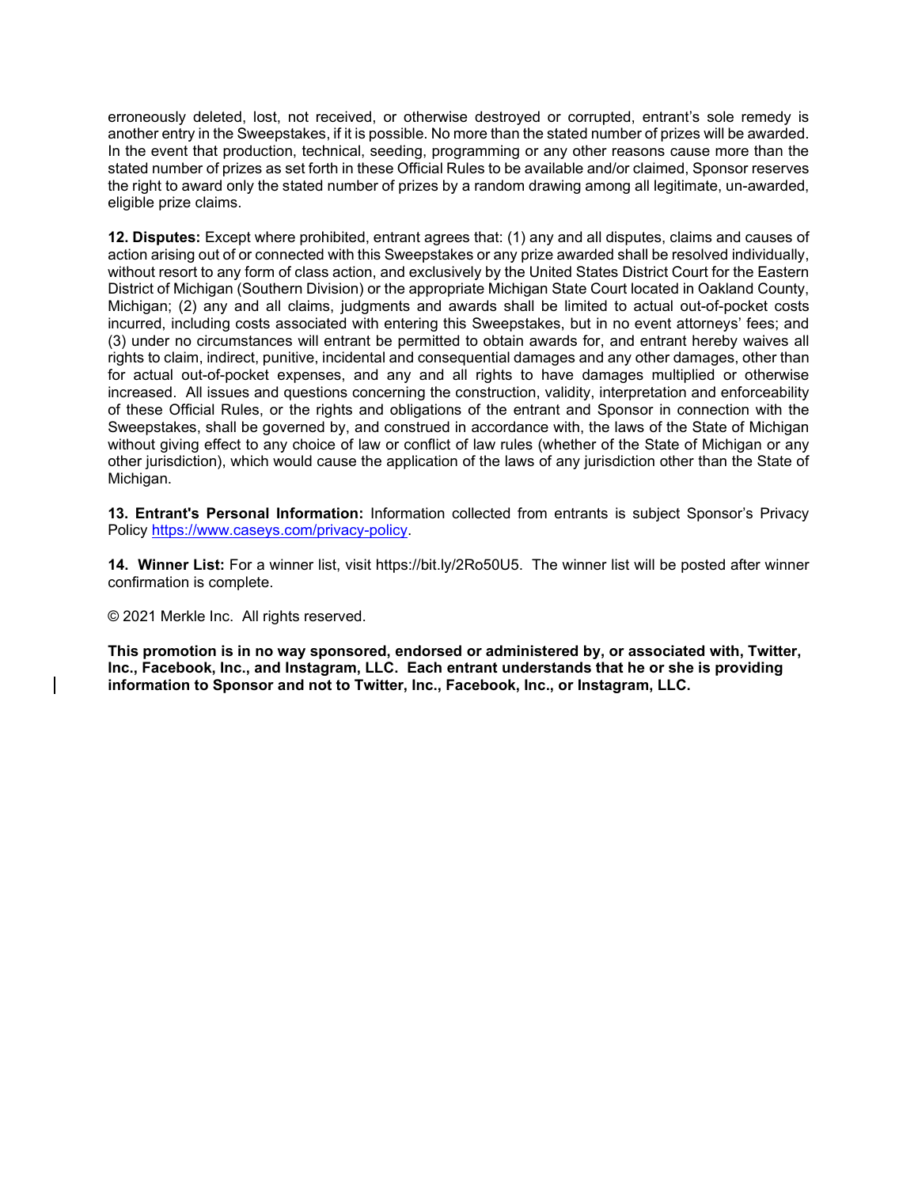erroneously deleted, lost, not received, or otherwise destroyed or corrupted, entrant's sole remedy is another entry in the Sweepstakes, if it is possible. No more than the stated number of prizes will be awarded. In the event that production, technical, seeding, programming or any other reasons cause more than the stated number of prizes as set forth in these Official Rules to be available and/or claimed, Sponsor reserves the right to award only the stated number of prizes by a random drawing among all legitimate, un-awarded, eligible prize claims.

**12. Disputes:** Except where prohibited, entrant agrees that: (1) any and all disputes, claims and causes of action arising out of or connected with this Sweepstakes or any prize awarded shall be resolved individually, without resort to any form of class action, and exclusively by the United States District Court for the Eastern District of Michigan (Southern Division) or the appropriate Michigan State Court located in Oakland County, Michigan; (2) any and all claims, judgments and awards shall be limited to actual out-of-pocket costs incurred, including costs associated with entering this Sweepstakes, but in no event attorneys' fees; and (3) under no circumstances will entrant be permitted to obtain awards for, and entrant hereby waives all rights to claim, indirect, punitive, incidental and consequential damages and any other damages, other than for actual out-of-pocket expenses, and any and all rights to have damages multiplied or otherwise increased. All issues and questions concerning the construction, validity, interpretation and enforceability of these Official Rules, or the rights and obligations of the entrant and Sponsor in connection with the Sweepstakes, shall be governed by, and construed in accordance with, the laws of the State of Michigan without giving effect to any choice of law or conflict of law rules (whether of the State of Michigan or any other jurisdiction), which would cause the application of the laws of any jurisdiction other than the State of Michigan.

**13. Entrant's Personal Information:** Information collected from entrants is subject Sponsor's Privacy Policy https://www.caseys.com/privacy-policy.

**14. Winner List:** For a winner list, visit https://bit.ly/2Ro50U5. The winner list will be posted after winner confirmation is complete.

© 2021 Merkle Inc. All rights reserved.

**This promotion is in no way sponsored, endorsed or administered by, or associated with, Twitter, Inc., Facebook, Inc., and Instagram, LLC. Each entrant understands that he or she is providing information to Sponsor and not to Twitter, Inc., Facebook, Inc., or Instagram, LLC.**